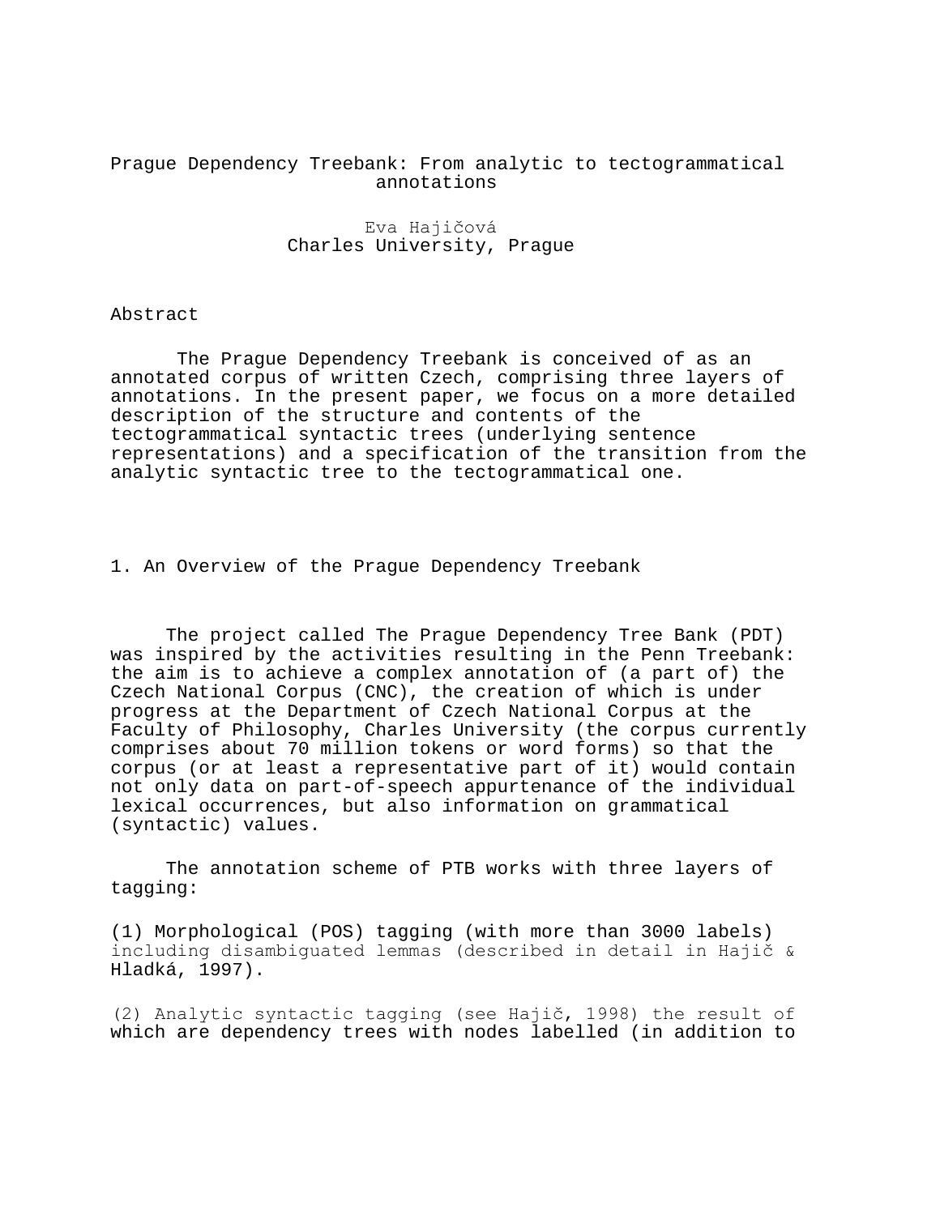# Prague Dependency Treebank: From analytic to tectogrammatical annotations

Eva Hajičová
Charles University, Prague

## Abstract

The Prague Dependency Treebank is conceived of as an annotated corpus of written Czech, comprising three layers of annotations. In the present paper, we focus on a more detailed description of the structure and contents of the tectogrammatical syntactic trees (underlying sentence representations) and a specification of the transition from the analytic syntactic tree to the tectogrammatical one.

## 1. An Overview of the Prague Dependency Treebank

The project called The Prague Dependency Tree Bank (PDT) was inspired by the activities resulting in the Penn Treebank: the aim is to achieve a complex annotation of (a part of) the Czech National Corpus (CNC), the creation of which is under progress at the Department of Czech National Corpus at the Faculty of Philosophy, Charles University (the corpus currently comprises about 70 million tokens or word forms) so that the corpus (or at least a representative part of it) would contain not only data on part-of-speech appurtenance of the individual lexical occurrences, but also information on grammatical (syntactic) values.

The annotation scheme of PTB works with three layers of tagging:

(1) Morphological (POS) tagging (with more than 3000 labels) including disambiguated lemmas (described in detail in Hajič & Hladká, 1997).

(2) Analytic syntactic tagging (see Hajič, 1998) the result of which are dependency trees with nodes labelled (in addition to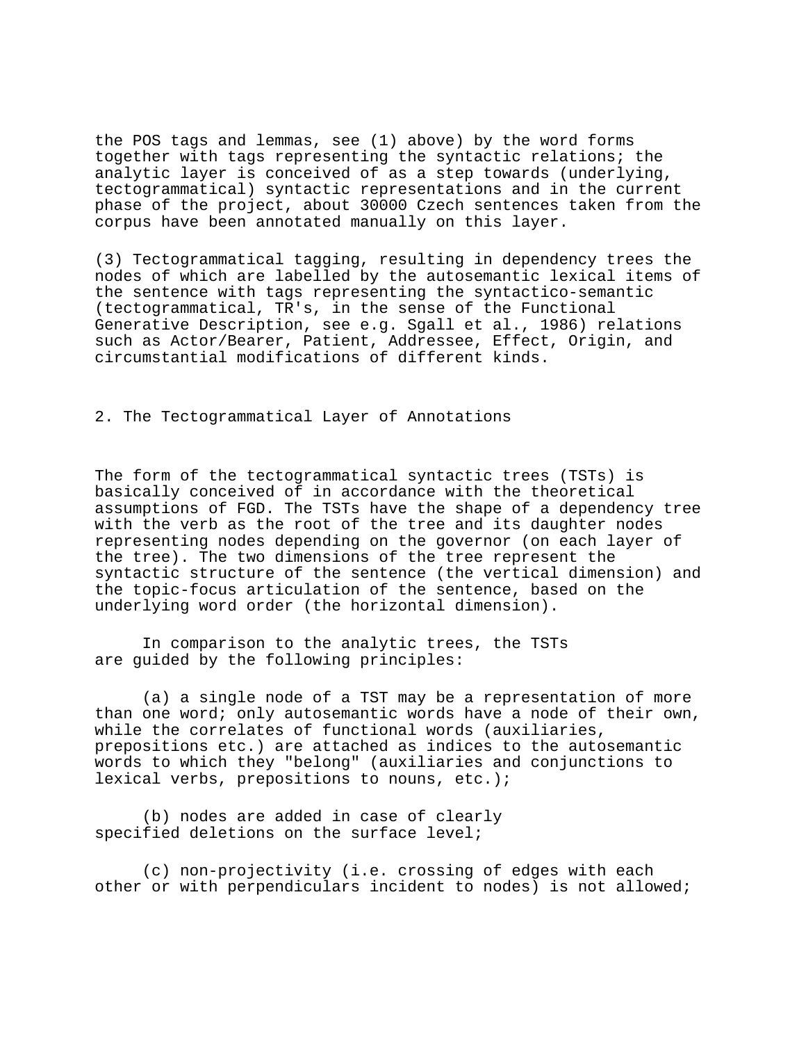the POS tags and lemmas, see (1) above) by the word forms together with tags representing the syntactic relations; the analytic layer is conceived of as a step towards (underlying, tectogrammatical) syntactic representations and in the current phase of the project, about 30000 Czech sentences taken from the corpus have been annotated manually on this layer.

(3) Tectogrammatical tagging, resulting in dependency trees the nodes of which are labelled by the autosemantic lexical items of the sentence with tags representing the syntactico-semantic (tectogrammatical, TR's, in the sense of the Functional Generative Description, see e.g. Sgall et al., 1986) relations such as Actor/Bearer, Patient, Addressee, Effect, Origin, and circumstantial modifications of different kinds.

## 2. The Tectogrammatical Layer of Annotations

The form of the tectogrammatical syntactic trees (TSTs) is basically conceived of in accordance with the theoretical assumptions of FGD. The TSTs have the shape of a dependency tree with the verb as the root of the tree and its daughter nodes representing nodes depending on the governor (on each layer of the tree). The two dimensions of the tree represent the syntactic structure of the sentence (the vertical dimension) and the topic-focus articulation of the sentence, based on the underlying word order (the horizontal dimension).

In comparison to the analytic trees, the TSTs are guided by the following principles:

(a) a single node of a TST may be a representation of more than one word; only autosemantic words have a node of their own, while the correlates of functional words (auxiliaries, prepositions etc.) are attached as indices to the autosemantic words to which they "belong" (auxiliaries and conjunctions to lexical verbs, prepositions to nouns, etc.);

(b) nodes are added in case of clearly specified deletions on the surface level;

(c) non-projectivity (i.e. crossing of edges with each other or with perpendiculars incident to nodes) is not allowed;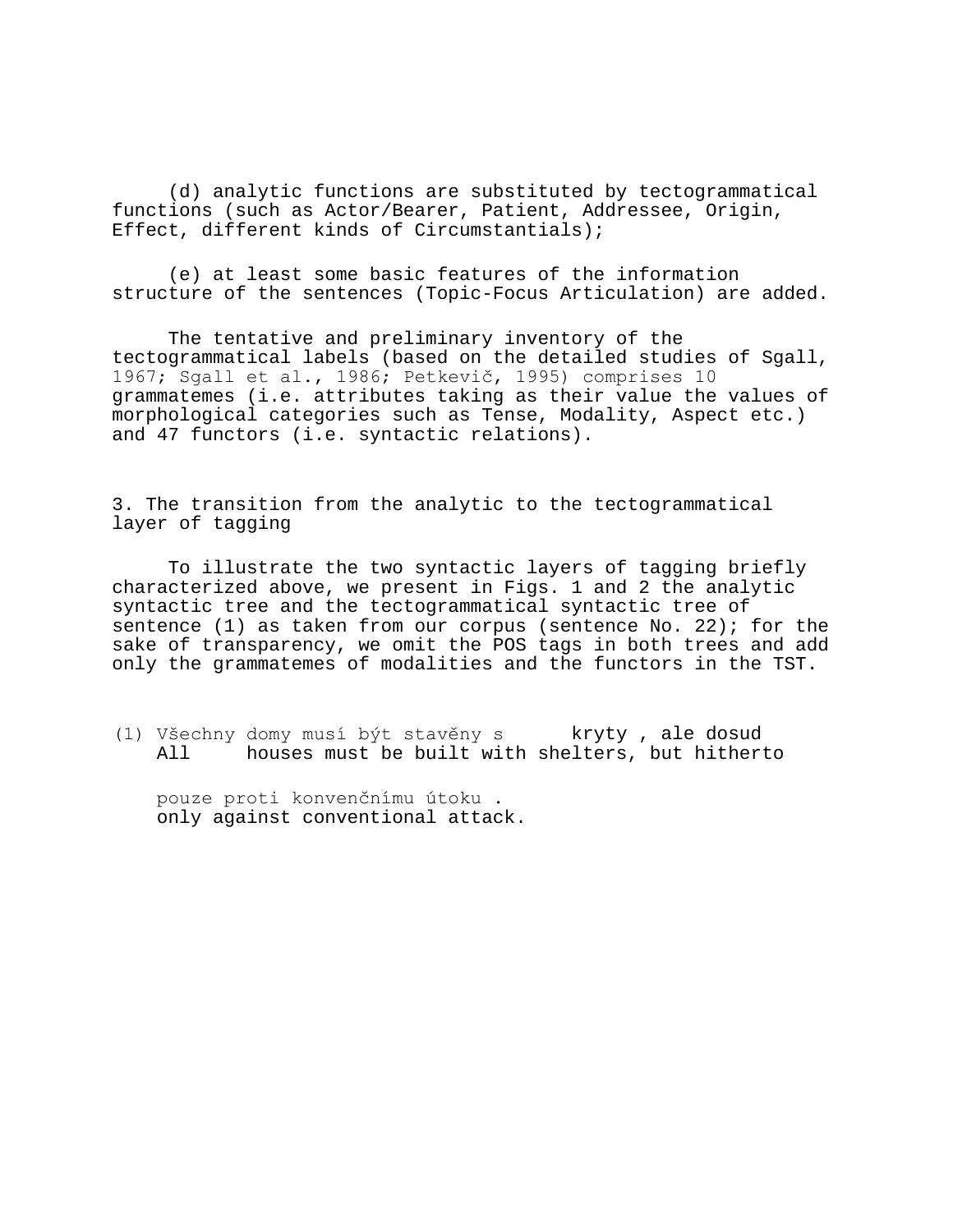(d) analytic functions are substituted by tectogrammatical functions (such as Actor/Bearer, Patient, Addressee, Origin, Effect, different kinds of Circumstantials);

(e) at least some basic features of the information structure of the sentences (Topic-Focus Articulation) are added.

The tentative and preliminary inventory of the tectogrammatical labels (based on the detailed studies of Sgall, 1967; Sgall et al., 1986; Petkevič, 1995) comprises 10 grammatemes (i.e. attributes taking as their value the values of morphological categories such as Tense, Modality, Aspect etc.) and 47 functors (i.e. syntactic relations).

## 3. The transition from the analytic to the tectogrammatical layer of tagging

To illustrate the two syntactic layers of tagging briefly characterized above, we present in Figs. 1 and 2 the analytic syntactic tree and the tectogrammatical syntactic tree of sentence (1) as taken from our corpus (sentence No. 22); for the sake of transparency, we omit the POS tags in both trees and add only the grammatemes of modalities and the functors in the TST.

```
(1) Všechny domy musí být stavěny s      kryty , ale dosud
    All     houses must be built with shelters, but hitherto

    pouze proti konvenčnímu útoku .
    only against conventional attack.
```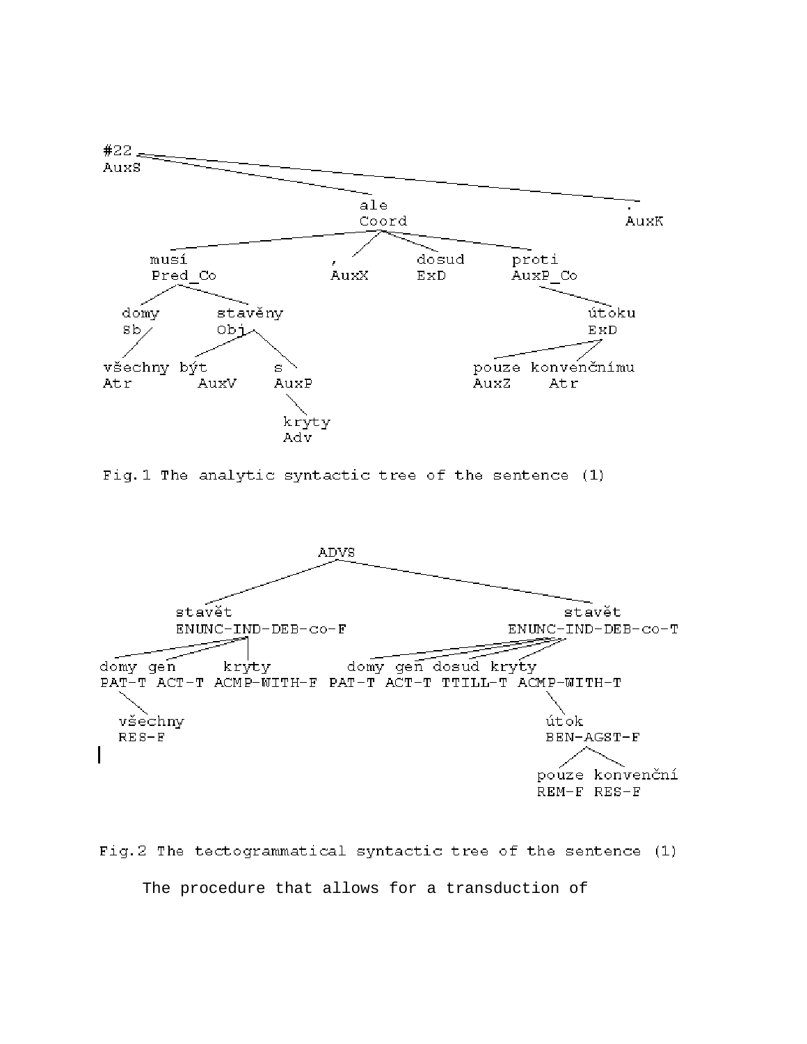```
#22
AuxS
├── ale
│   Coord
│   ├── musí
│   │   Pred_Co
│   │   ├── domy
│   │   │   Sb
│   │   │   └── všechny
│   │   │       Atr
│   │   └── stavěny
│   │       Obj
│   │       ├── být
│   │       │   AuxV
│   │       └── s
│   │           AuxP
│   │           └── kryty
│   │               Adv
│   ├── ,
│   │   AuxX
│   ├── dosud
│   │   ExD
│   └── proti
│       AuxP_Co
│       └── útoku
│           ExD
│           ├── pouze
│           │   AuxZ
│           └── konvenčnímu
│               Atr
└── .
    AuxK
```

Fig.1 The analytic syntactic tree of the sentence (1)

```
ADVS
├── stavět
│   ENUNC-IND-DEB-co-F
│   ├── domy
│   │   PAT-T
│   │   └── všechny
│   │       RES-F
│   ├── gen
│   │   ACT-T
│   └── kryty
│       ACMP-WITH-F
└── stavět
    ENUNC-IND-DEB-co-T
    ├── domy
    │   PAT-T
    ├── gen
    │   ACT-T
    ├── dosud
    │   TTILL-T
    └── kryty
        ACMP-WITH-T
        └── útok
            BEN-AGST-F
            ├── pouze
            │   REM-F
            └── konvenční
                RES-F
```

Fig.2 The tectogrammatical syntactic tree of the sentence (1)

The procedure that allows for a transduction of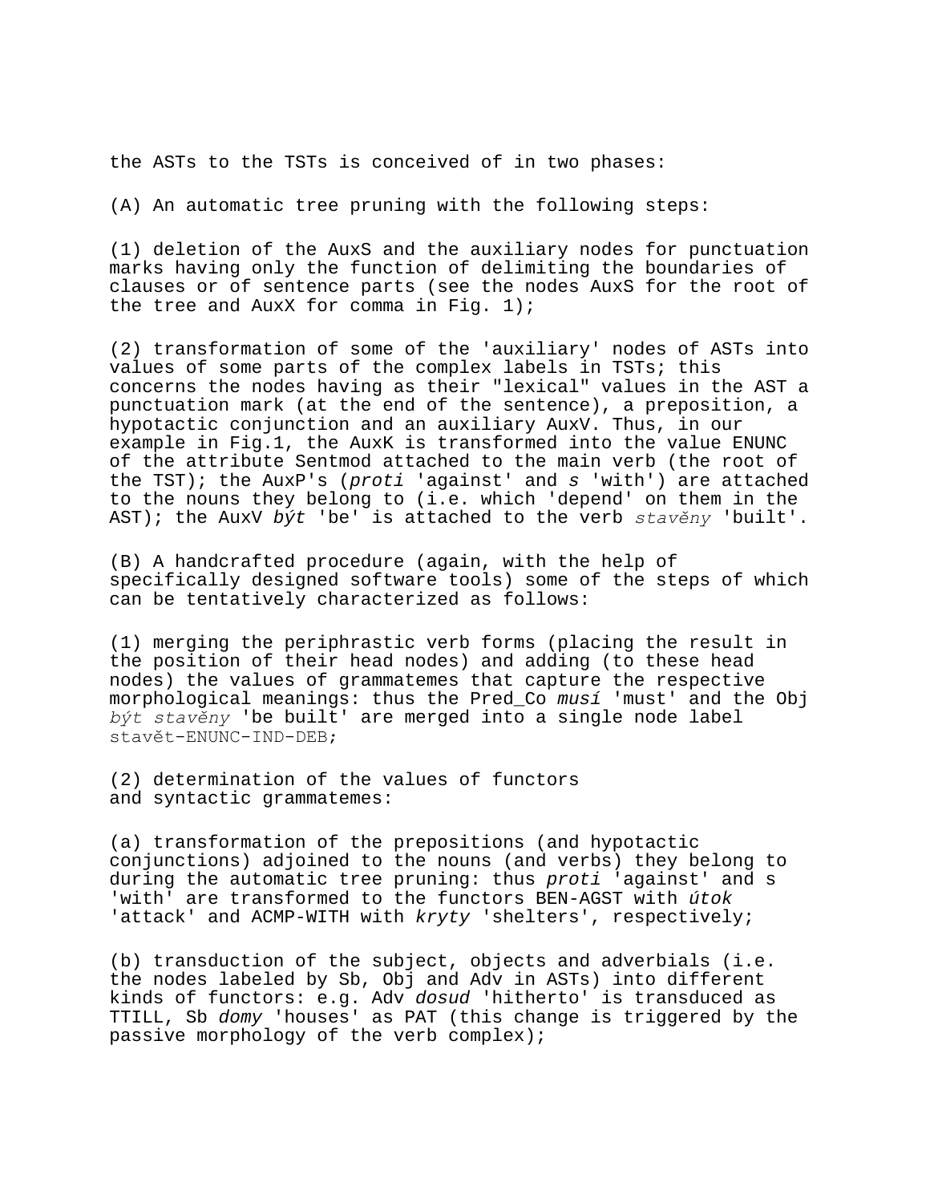the ASTs to the TSTs is conceived of in two phases:

(A) An automatic tree pruning with the following steps:

(1) deletion of the AuxS and the auxiliary nodes for punctuation marks having only the function of delimiting the boundaries of clauses or of sentence parts (see the nodes AuxS for the root of the tree and AuxX for comma in Fig. 1);

(2) transformation of some of the 'auxiliary' nodes of ASTs into values of some parts of the complex labels in TSTs; this concerns the nodes having as their "lexical" values in the AST a punctuation mark (at the end of the sentence), a preposition, a hypotactic conjunction and an auxiliary AuxV. Thus, in our example in Fig.1, the AuxK is transformed into the value ENUNC of the attribute Sentmod attached to the main verb (the root of the TST); the AuxP's (*proti* 'against' and *s* 'with') are attached to the nouns they belong to (i.e. which 'depend' on them in the AST); the AuxV *být* 'be' is attached to the verb *stavěny* 'built'.

(B) A handcrafted procedure (again, with the help of specifically designed software tools) some of the steps of which can be tentatively characterized as follows:

(1) merging the periphrastic verb forms (placing the result in the position of their head nodes) and adding (to these head nodes) the values of grammatemes that capture the respective morphological meanings: thus the Pred_Co *musí* 'must' and the Obj *být stavěny* 'be built' are merged into a single node label stavět-ENUNC-IND-DEB;

(2) determination of the values of functors and syntactic grammatemes:

(a) transformation of the prepositions (and hypotactic conjunctions) adjoined to the nouns (and verbs) they belong to during the automatic tree pruning: thus *proti* 'against' and s 'with' are transformed to the functors BEN-AGST with *útok* 'attack' and ACMP-WITH with *kryty* 'shelters', respectively;

(b) transduction of the subject, objects and adverbials (i.e. the nodes labeled by Sb, Obj and Adv in ASTs) into different kinds of functors: e.g. Adv *dosud* 'hitherto' is transduced as TTILL, Sb *domy* 'houses' as PAT (this change is triggered by the passive morphology of the verb complex);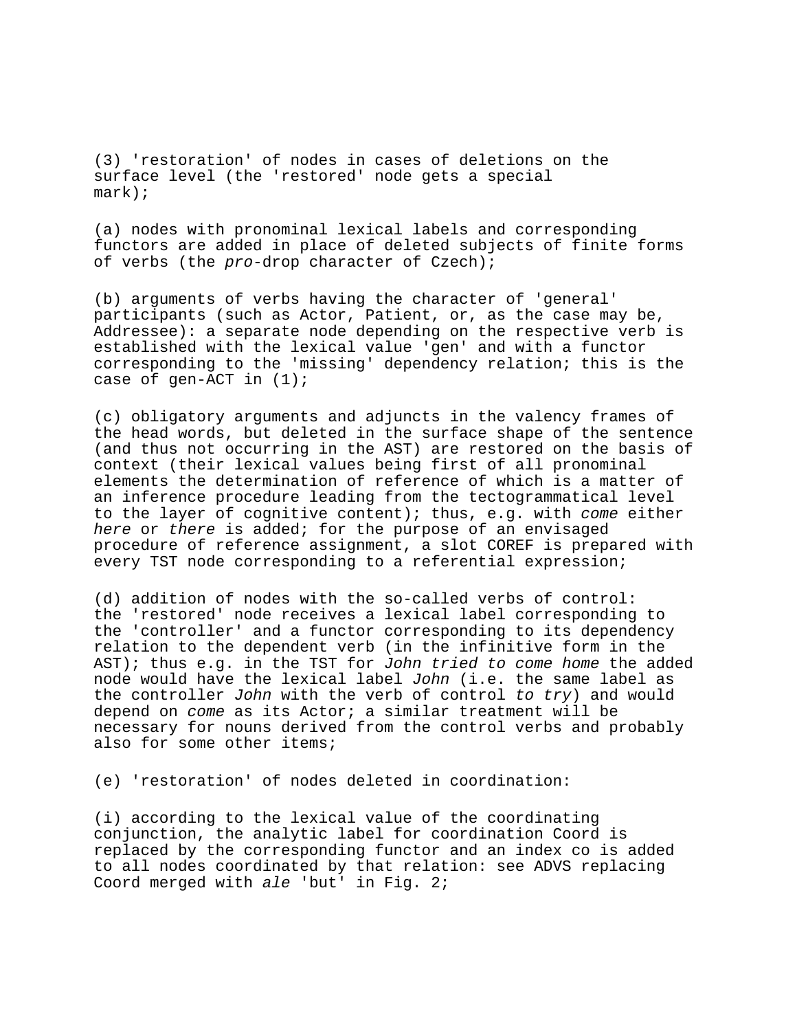(3) 'restoration' of nodes in cases of deletions on the surface level (the 'restored' node gets a special mark);

(a) nodes with pronominal lexical labels and corresponding functors are added in place of deleted subjects of finite forms of verbs (the *pro*-drop character of Czech);

(b) arguments of verbs having the character of 'general' participants (such as Actor, Patient, or, as the case may be, Addressee): a separate node depending on the respective verb is established with the lexical value 'gen' and with a functor corresponding to the 'missing' dependency relation; this is the case of gen-ACT in (1);

(c) obligatory arguments and adjuncts in the valency frames of the head words, but deleted in the surface shape of the sentence (and thus not occurring in the AST) are restored on the basis of context (their lexical values being first of all pronominal elements the determination of reference of which is a matter of an inference procedure leading from the tectogrammatical level to the layer of cognitive content); thus, e.g. with *come* either *here* or *there* is added; for the purpose of an envisaged procedure of reference assignment, a slot COREF is prepared with every TST node corresponding to a referential expression;

(d) addition of nodes with the so-called verbs of control: the 'restored' node receives a lexical label corresponding to the 'controller' and a functor corresponding to its dependency relation to the dependent verb (in the infinitive form in the AST); thus e.g. in the TST for *John tried to come home* the added node would have the lexical label *John* (i.e. the same label as the controller *John* with the verb of control *to try*) and would depend on *come* as its Actor; a similar treatment will be necessary for nouns derived from the control verbs and probably also for some other items;

(e) 'restoration' of nodes deleted in coordination:

(i) according to the lexical value of the coordinating conjunction, the analytic label for coordination Coord is replaced by the corresponding functor and an index co is added to all nodes coordinated by that relation: see ADVS replacing Coord merged with *ale* 'but' in Fig. 2;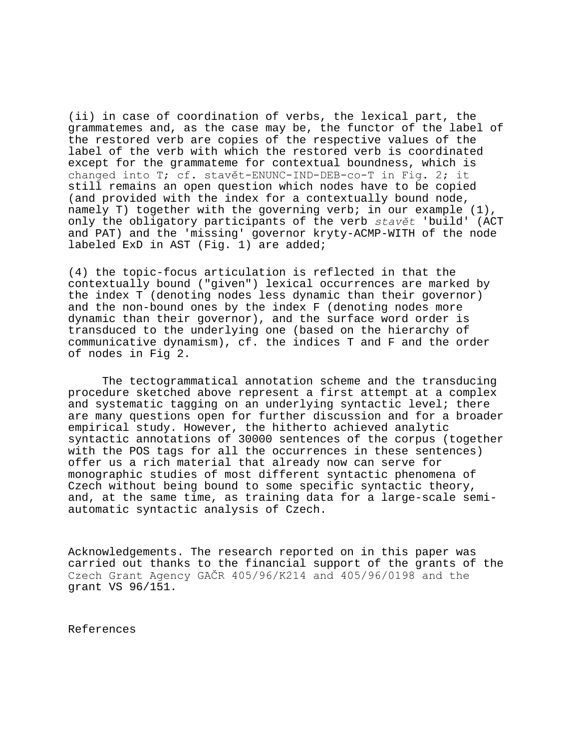(ii) in case of coordination of verbs, the lexical part, the grammatemes and, as the case may be, the functor of the label of the restored verb are copies of the respective values of the label of the verb with which the restored verb is coordinated except for the grammateme for contextual boundness, which is changed into T; cf. stavět-ENUNC-IND-DEB-co-T in Fig. 2; it still remains an open question which nodes have to be copied (and provided with the index for a contextually bound node, namely T) together with the governing verb; in our example (1), only the obligatory participants of the verb *stavět* 'build' (ACT and PAT) and the 'missing' governor kryty-ACMP-WITH of the node labeled ExD in AST (Fig. 1) are added;

(4) the topic-focus articulation is reflected in that the contextually bound ("given") lexical occurrences are marked by the index T (denoting nodes less dynamic than their governor) and the non-bound ones by the index F (denoting nodes more dynamic than their governor), and the surface word order is transduced to the underlying one (based on the hierarchy of communicative dynamism), cf. the indices T and F and the order of nodes in Fig 2.

The tectogrammatical annotation scheme and the transducing procedure sketched above represent a first attempt at a complex and systematic tagging on an underlying syntactic level; there are many questions open for further discussion and for a broader empirical study. However, the hitherto achieved analytic syntactic annotations of 30000 sentences of the corpus (together with the POS tags for all the occurrences in these sentences) offer us a rich material that already now can serve for monographic studies of most different syntactic phenomena of Czech without being bound to some specific syntactic theory, and, at the same time, as training data for a large-scale semi-automatic syntactic analysis of Czech.

Acknowledgements. The research reported on in this paper was carried out thanks to the financial support of the grants of the Czech Grant Agency GAČR 405/96/K214 and 405/96/0198 and the grant VS 96/151.

References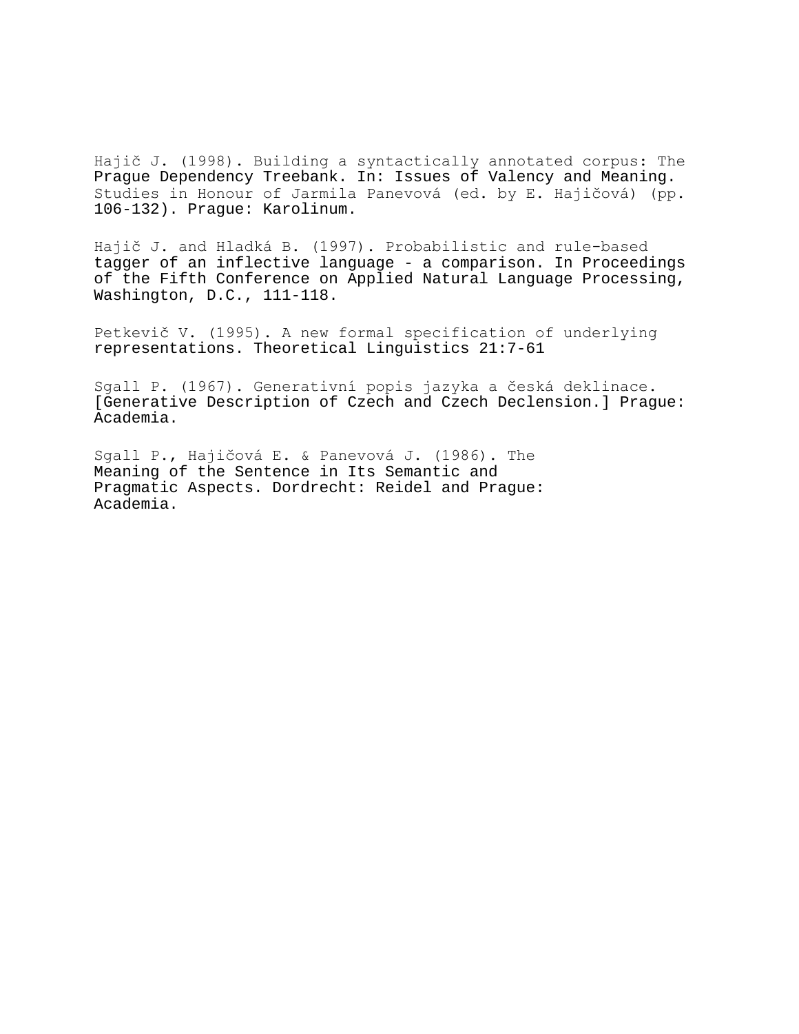Hajič J. (1998). Building a syntactically annotated corpus: The Prague Dependency Treebank. In: Issues of Valency and Meaning. Studies in Honour of Jarmila Panevová (ed. by E. Hajičová) (pp. 106-132). Prague: Karolinum.

Hajič J. and Hladká B. (1997). Probabilistic and rule-based tagger of an inflective language - a comparison. In Proceedings of the Fifth Conference on Applied Natural Language Processing, Washington, D.C., 111-118.

Petkevič V. (1995). A new formal specification of underlying representations. Theoretical Linguistics 21:7-61

Sgall P. (1967). Generativní popis jazyka a česká deklinace. [Generative Description of Czech and Czech Declension.] Prague: Academia.

Sgall P., Hajičová E. & Panevová J. (1986). The Meaning of the Sentence in Its Semantic and Pragmatic Aspects. Dordrecht: Reidel and Prague: Academia.